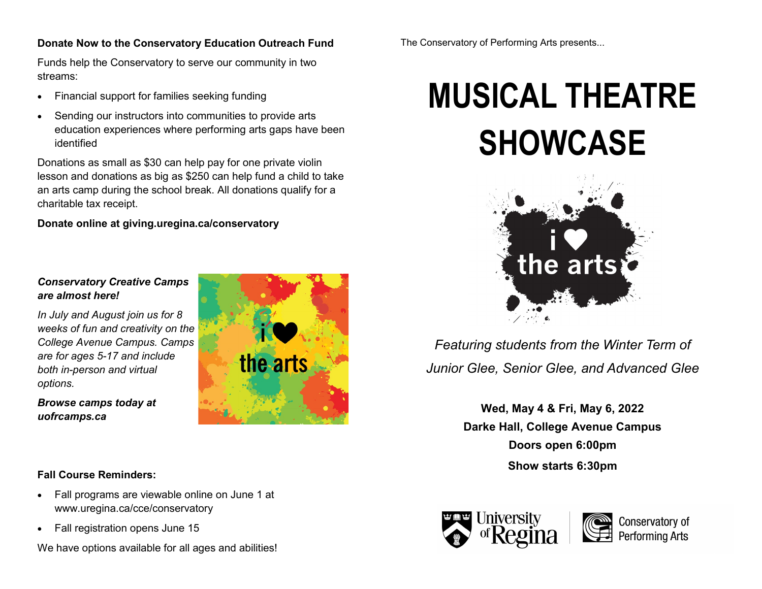**Donate Now to the Conservatory Education Outreach Fund**

Funds help the Conservatory to serve our community in two streams:

- Financial support for families seeking funding
- Sending our instructors into communities to provide arts education experiences where performing arts gaps have been identified

Donations as small as $30 can help pay for one private violin lesson and donations as big as $250 can help fund a child to take an arts camp during the school break. All donations qualify for a charitable tax receipt.

**Donate online at giving.uregina.ca/conservatory**

***Conservatory Creative Camps are almost here!***

*In July and August join us for 8 weeks of fun and creativity on the College Avenue Campus. Camps are for ages 5-17 and include both in-person and virtual options.*

***Browse camps today at uofrcamps.ca***

**Fall Course Reminders:**

- Fall programs are viewable online on June 1 at www.uregina.ca/cce/conservatory
- Fall registration opens June 15

We have options available for all ages and abilities!

The Conservatory of Performing Arts presents...

# MUSICAL THEATRE SHOWCASE

*Featuring students from the Winter Term of Junior Glee, Senior Glee, and Advanced Glee*

**Wed, May 4 & Fri, May 6, 2022**
**Darke Hall, College Avenue Campus**
**Doors open 6:00pm**
**Show starts 6:30pm**

University of Regina | Conservatory of Performing Arts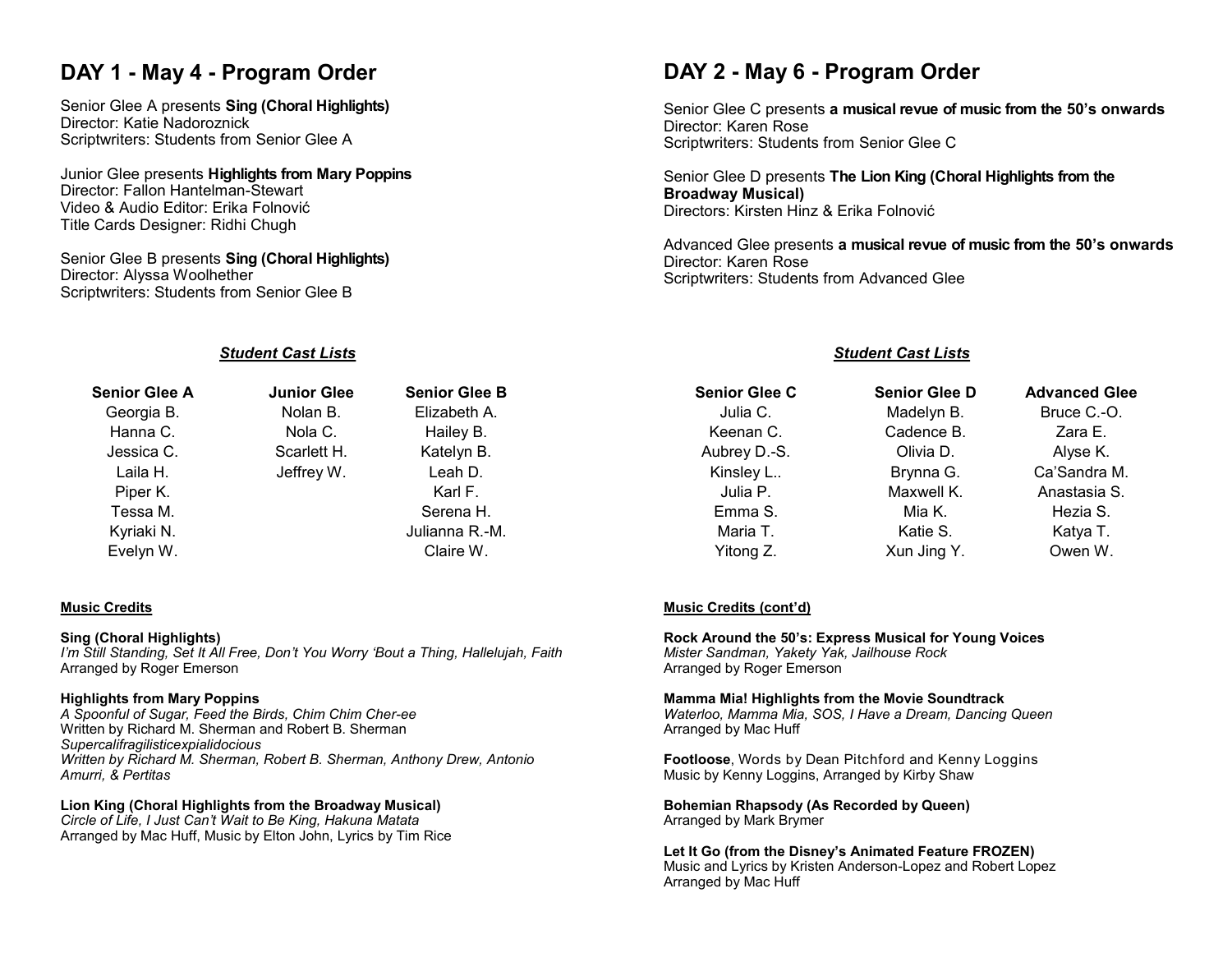## DAY 1 - May 4 - Program Order

Senior Glee A presents **Sing (Choral Highlights)**
Director: Katie Nadoroznick
Scriptwriters: Students from Senior Glee A

Junior Glee presents **Highlights from Mary Poppins**
Director: Fallon Hantelman-Stewart
Video & Audio Editor: Erika Folnović
Title Cards Designer: Ridhi Chugh

Senior Glee B presents **Sing (Choral Highlights)**
Director: Alyssa Woolhether
Scriptwriters: Students from Senior Glee B

***Student Cast Lists***

| Senior Glee A | Junior Glee | Senior Glee B |
|---|---|---|
| Georgia B. | Nolan B. | Elizabeth A. |
| Hanna C. | Nola C. | Hailey B. |
| Jessica C. | Scarlett H. | Katelyn B. |
| Laila H. | Jeffrey W. | Leah D. |
| Piper K. | | Karl F. |
| Tessa M. | | Serena H. |
| Kyriaki N. | | Julianna R.-M. |
| Evelyn W. | | Claire W. |

**Music Credits**

**Sing (Choral Highlights)**
*I'm Still Standing, Set It All Free, Don't You Worry 'Bout a Thing, Hallelujah, Faith*
Arranged by Roger Emerson

**Highlights from Mary Poppins**
*A Spoonful of Sugar, Feed the Birds, Chim Chim Cher-ee*
Written by Richard M. Sherman and Robert B. Sherman
*Supercalifragilisticexpialidocious*
*Written by Richard M. Sherman, Robert B. Sherman, Anthony Drew, Antonio Amurri, & Pertitas*

**Lion King (Choral Highlights from the Broadway Musical)**
*Circle of Life, I Just Can't Wait to Be King, Hakuna Matata*
Arranged by Mac Huff, Music by Elton John, Lyrics by Tim Rice

## DAY 2 - May 6 - Program Order

Senior Glee C presents **a musical revue of music from the 50's onwards**
Director: Karen Rose
Scriptwriters: Students from Senior Glee C

Senior Glee D presents **The Lion King (Choral Highlights from the Broadway Musical)**
Directors: Kirsten Hinz & Erika Folnović

Advanced Glee presents **a musical revue of music from the 50's onwards**
Director: Karen Rose
Scriptwriters: Students from Advanced Glee

***Student Cast Lists***

| Senior Glee C | Senior Glee D | Advanced Glee |
|---|---|---|
| Julia C. | Madelyn B. | Bruce C.-O. |
| Keenan C. | Cadence B. | Zara E. |
| Aubrey D.-S. | Olivia D. | Alyse K. |
| Kinsley L.. | Brynna G. | Ca'Sandra M. |
| Julia P. | Maxwell K. | Anastasia S. |
| Emma S. | Mia K. | Hezia S. |
| Maria T. | Katie S. | Katya T. |
| Yitong Z. | Xun Jing Y. | Owen W. |

**Music Credits (cont'd)**

**Rock Around the 50's: Express Musical for Young Voices**
*Mister Sandman, Yakety Yak, Jailhouse Rock*
Arranged by Roger Emerson

**Mamma Mia! Highlights from the Movie Soundtrack**
*Waterloo, Mamma Mia, SOS, I Have a Dream, Dancing Queen*
Arranged by Mac Huff

**Footloose**, Words by Dean Pitchford and Kenny Loggins
Music by Kenny Loggins, Arranged by Kirby Shaw

**Bohemian Rhapsody (As Recorded by Queen)**
Arranged by Mark Brymer

**Let It Go (from the Disney's Animated Feature FROZEN)**
Music and Lyrics by Kristen Anderson-Lopez and Robert Lopez
Arranged by Mac Huff